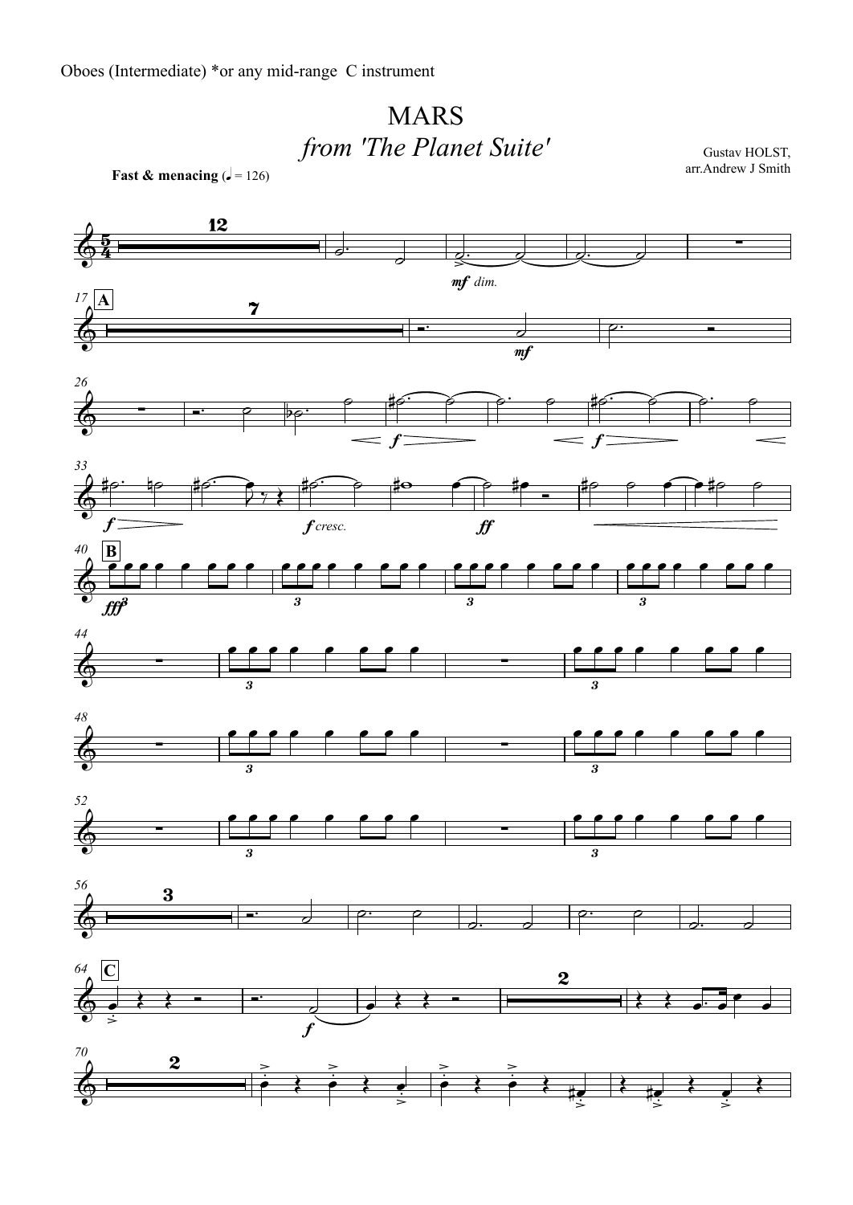Oboes (Intermediate) *or any mid-range C instrument

# MARS

## *from 'The Planet Suite'*

Gustav HOLST,
arr.Andrew J Smith

**Fast & menacing** (♩ = 126)